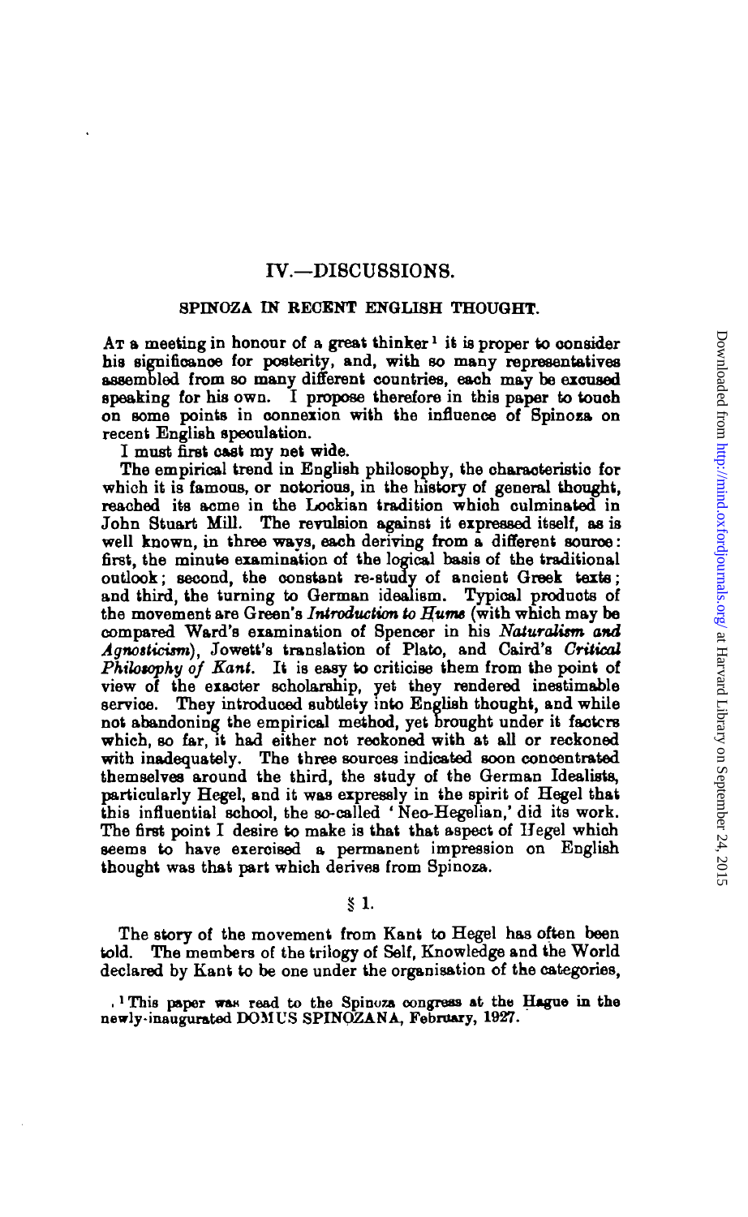## IV.—DISCUSSIONS.

### SPINOZA IN RECENT ENGLISH THOUGHT.

At a meeting in honour of a great thinker[1] it is proper to consider his significance for posterity, and, with so many representatives assembled from so many different countries, each may be excused speaking for his own. I propose therefore in this paper to touch on some points in connexion with the influence of Spinoza on recent English speculation.

I must first cast my net wide.

The empirical trend in English philosophy, the characteristic for which it is famous, or notorious, in the history of general thought, reached its acme in the Lockian tradition which culminated in John Stuart Mill. The revulsion against it expressed itself, as is well known, in three ways, each deriving from a different source: first, the minute examination of the logical basis of the traditional outlook; second, the constant re-study of ancient Greek texts; and third, the turning to German idealism. Typical products of the movement are Green's *Introduction to Hume* (with which may be compared Ward's examination of Spencer in his *Naturalism and Agnosticism*), Jowett's translation of Plato, and Caird's *Critical Philosophy of Kant*. It is easy to criticise them from the point of view of the exacter scholarship, yet they rendered inestimable service. They introduced subtlety into English thought, and while not abandoning the empirical method, yet brought under it factors which, so far, it had either not reckoned with at all or reckoned with inadequately. The three sources indicated soon concentrated themselves around the third, the study of the German Idealists, particularly Hegel, and it was expressly in the spirit of Hegel that this influential school, the so-called 'Neo-Hegelian,' did its work. The first point I desire to make is that that aspect of Hegel which seems to have exercised a permanent impression on English thought was that part which derives from Spinoza.

### § 1.

The story of the movement from Kant to Hegel has often been told. The members of the trilogy of Self, Knowledge and the World declared by Kant to be one under the organisation of the categories,

[1] This paper was read to the Spinoza congress at the Hague in the newly-inaugurated DOMUS SPINOZANA, February, 1927.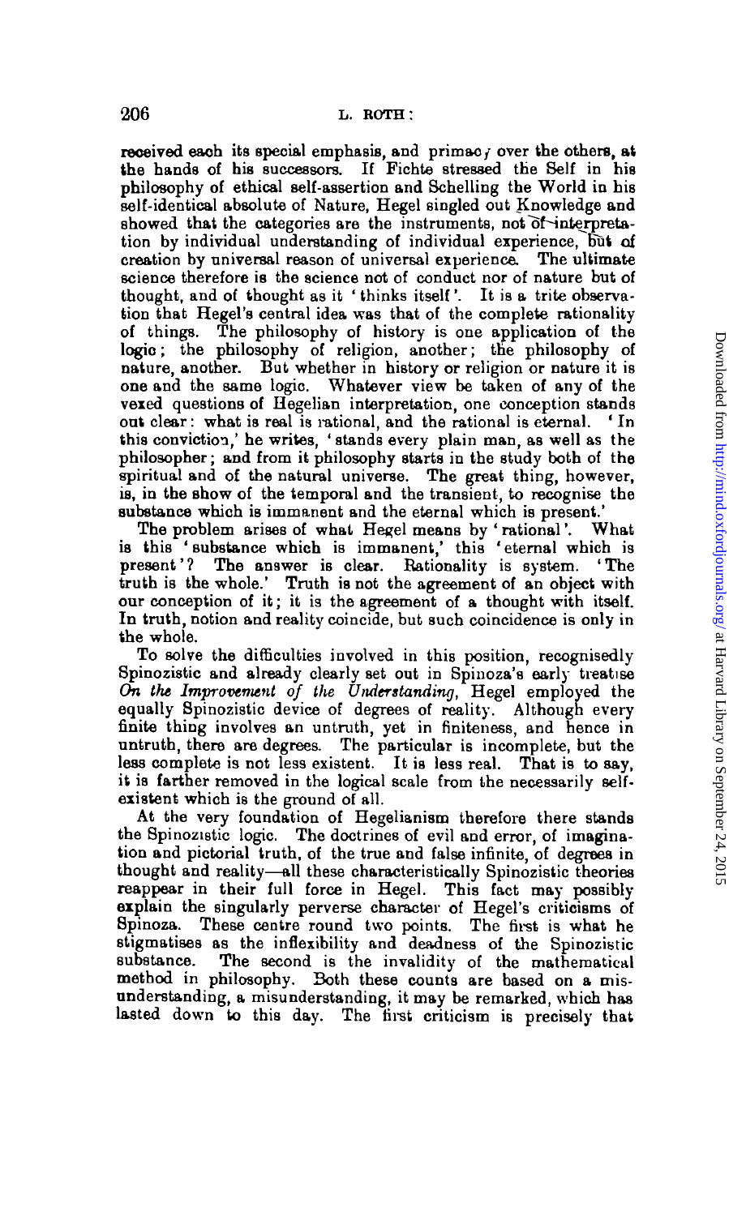received each its special emphasis, and primacy over the others, at the hands of his successors. If Fichte stressed the Self in his philosophy of ethical self-assertion and Schelling the World in his self-identical absolute of Nature, Hegel singled out Knowledge and showed that the categories are the instruments, not of interpretation by individual understanding of individual experience, but of creation by universal reason of universal experience. The ultimate science therefore is the science not of conduct nor of nature but of thought, and of thought as it 'thinks itself'. It is a trite observation that Hegel's central idea was that of the complete rationality of things. The philosophy of history is one application of the logic; the philosophy of religion, another; the philosophy of nature, another. But whether in history or religion or nature it is one and the same logic. Whatever view be taken of any of the vexed questions of Hegelian interpretation, one conception stands out clear: what is real is rational, and the rational is eternal. 'In this conviction,' he writes, 'stands every plain man, as well as the philosopher; and from it philosophy starts in the study both of the spiritual and of the natural universe. The great thing, however, is, in the show of the temporal and the transient, to recognise the substance which is immanent and the eternal which is present.'

The problem arises of what Hegel means by 'rational'. What is this 'substance which is immanent,' this 'eternal which is present'? The answer is clear. Rationality is system. 'The truth is the whole.' Truth is not the agreement of an object with our conception of it; it is the agreement of a thought with itself. In truth, notion and reality coincide, but such coincidence is only in the whole.

To solve the difficulties involved in this position, recognisedly Spinozistic and already clearly set out in Spinoza's early treatise *On the Improvement of the Understanding*, Hegel employed the equally Spinozistic device of degrees of reality. Although every finite thing involves an untruth, yet in finiteness, and hence in untruth, there are degrees. The particular is incomplete, but the less complete is not less existent. It is less real. That is to say, it is farther removed in the logical scale from the necessarily self-existent which is the ground of all.

At the very foundation of Hegelianism therefore there stands the Spinozistic logic. The doctrines of evil and error, of imagination and pictorial truth, of the true and false infinite, of degrees in thought and reality—all these characteristically Spinozistic theories reappear in their full force in Hegel. This fact may possibly explain the singularly perverse character of Hegel's criticisms of Spinoza. These centre round two points. The first is what he stigmatises as the inflexibility and deadness of the Spinozistic substance. The second is the invalidity of the mathematical method in philosophy. Both these counts are based on a misunderstanding, a misunderstanding, it may be remarked, which has lasted down to this day. The first criticism is precisely that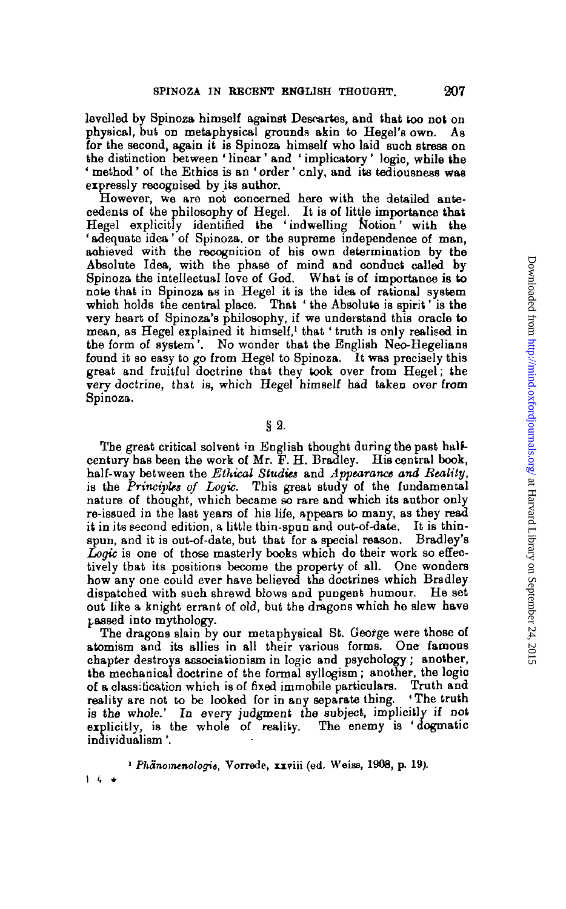levelled by Spinoza himself against Descartes, and that too not on physical, but on metaphysical grounds akin to Hegel's own. As for the second, again it is Spinoza himself who laid such stress on the distinction between 'linear' and 'implicatory' logic, while the 'method' of the Ethics is an 'order' only, and its tediousness was expressly recognised by its author.

However, we are not concerned here with the detailed antecedents of the philosophy of Hegel. It is of little importance that Hegel explicitly identified the 'indwelling Notion' with the 'adequate idea' of Spinoza, or the supreme independence of man, achieved with the recognition of his own determination by the Absolute Idea, with the phase of mind and conduct called by Spinoza the intellectual love of God. What is of importance is to note that in Spinoza as in Hegel it is the idea of rational system which holds the central place. That 'the Absolute is spirit' is the very heart of Spinoza's philosophy, if we understand this oracle to mean, as Hegel explained it himself,[1] that 'truth is only realised in the form of system'. No wonder that the English Neo-Hegelians found it so easy to go from Hegel to Spinoza. It was precisely this great and fruitful doctrine that they took over from Hegel; the very doctrine, that is, which Hegel himself had taken over from Spinoza.

## § 2.

The great critical solvent in English thought during the past half-century has been the work of Mr. F. H. Bradley. His central book, half-way between the *Ethical Studies* and *Appearance and Reality*, is the *Principles of Logic*. This great study of the fundamental nature of thought, which became so rare and which its author only re-issued in the last years of his life, appears to many, as they read it in its second edition, a little thin-spun and out-of-date. It is thin-spun, and it is out-of-date, but that for a special reason. Bradley's *Logic* is one of those masterly books which do their work so effectively that its positions become the property of all. One wonders how any one could ever have believed the doctrines which Bradley dispatched with such shrewd blows and pungent humour. He set out like a knight errant of old, but the dragons which he slew have passed into mythology.

The dragons slain by our metaphysical St. George were those of atomism and its allies in all their various forms. One famous chapter destroys associationism in logic and psychology; another, the mechanical doctrine of the formal syllogism; another, the logic of a classification which is of fixed immobile particulars. Truth and reality are not to be looked for in any separate thing. 'The truth is the whole.' In every judgment the subject, implicitly if not explicitly, is the whole of reality. The enemy is 'dogmatic individualism'.

[1] *Phänomenologie*, Vorrede, xxviii (ed. Weiss, 1908, p. 19).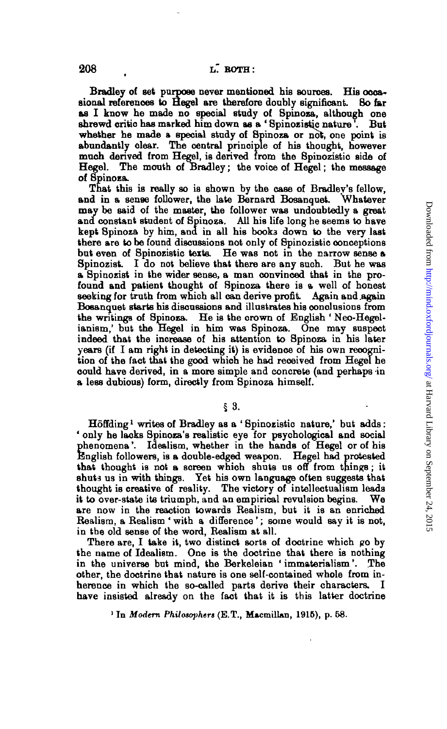Bradley of set purpose never mentioned his sources. His occasional references to Hegel are therefore doubly significant. So far as I know he made no special study of Spinoza, although one shrewd critic has marked him down as a 'Spinozistic nature'. But whether he made a special study of Spinoza or not, one point is abundantly clear. The central principle of his thought, however much derived from Hegel, is derived from the Spinozistic side of Hegel. The mouth of Bradley; the voice of Hegel; the message of Spinoza.

That this is really so is shown by the case of Bradley's fellow, and in a sense follower, the late Bernard Bosanquet. Whatever may be said of the master, the follower was undoubtedly a great and constant student of Spinoza. All his life long he seems to have kept Spinoza by him, and in all his books down to the very last there are to be found discussions not only of Spinozistic conceptions but even of Spinozistic texts. He was not in the narrow sense a Spinozist. I do not believe that there are any such. But he was a Spinozist in the wider sense, a man convinced that in the profound and patient thought of Spinoza there is a well of honest seeking for truth from which all can derive profit. Again and again Bosanquet starts his discussions and illustrates his conclusions from the writings of Spinoza. He is the crown of English 'Neo-Hegelianism,' but the Hegel in him was Spinoza. One may suspect indeed that the increase of his attention to Spinoza in his later years (if I am right in detecting it) is evidence of his own recognition of the fact that the good which he had received from Hegel he could have derived, in a more simple and concrete (and perhaps in a less dubious) form, directly from Spinoza himself.

## § 3.

Höffding[1] writes of Bradley as a 'Spinozistic nature,' but adds: 'only he lacks Spinoza's realistic eye for psychological and social phenomena'. Idealism, whether in the hands of Hegel or of his English followers, is a double-edged weapon. Hegel had protested that thought is not a screen which shuts us off from things; it shuts us in with things. Yet his own language often suggests that thought is creative of reality. The victory of intellectualism leads it to over-state its triumph, and an empirical revulsion begins. We are now in the reaction towards Realism, but it is an enriched Realism, a Realism 'with a difference'; some would say it is not, in the old sense of the word, Realism at all.

There are, I take it, two distinct sorts of doctrine which go by the name of Idealism. One is the doctrine that there is nothing in the universe but mind, the Berkeleian 'immaterialism'. The other, the doctrine that nature is one self-contained whole from inherence in which the so-called parts derive their characters. I have insisted already on the fact that it is this latter doctrine

[1] In *Modern Philosophers* (E.T., Macmillan, 1915), p. 58.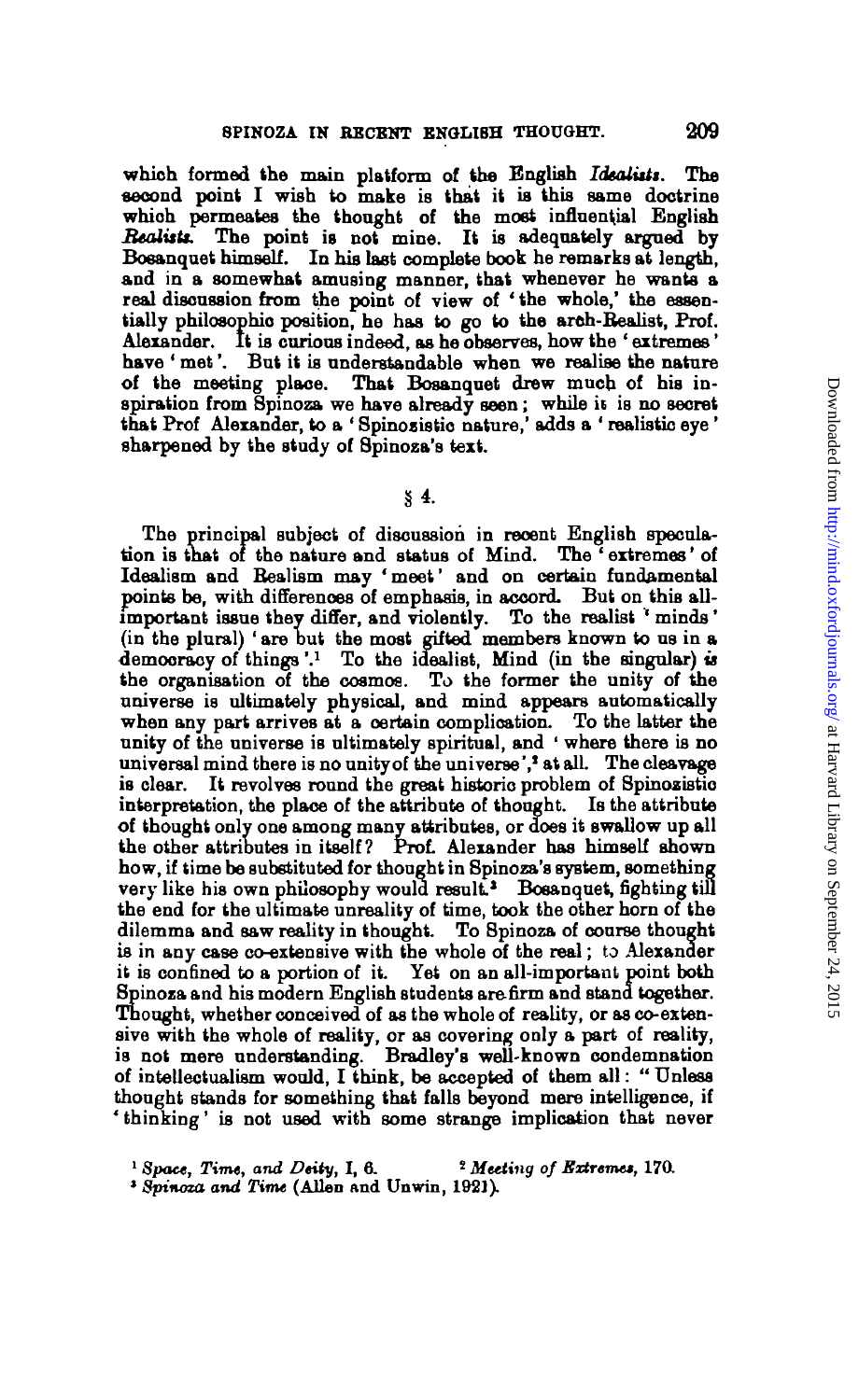which formed the main platform of the English *Idealists*. The second point I wish to make is that it is this same doctrine which permeates the thought of the most influential English *Realists*. The point is not mine. It is adequately argued by Bosanquet himself. In his last complete book he remarks at length, and in a somewhat amusing manner, that whenever he wants a real discussion from the point of view of 'the whole,' the essentially philosophic position, he has to go to the arch-Realist, Prof. Alexander. It is curious indeed, as he observes, how the 'extremes' have 'met'. But it is understandable when we realise the nature of the meeting place. That Bosanquet drew much of his inspiration from Spinoza we have already seen; while it is no secret that Prof Alexander, to a 'Spinozistic nature,' adds a 'realistic eye' sharpened by the study of Spinoza's text.

## § 4.

The principal subject of discussion in recent English speculation is that of the nature and status of Mind. The 'extremes' of Idealism and Realism may 'meet' and on certain fundamental points be, with differences of emphasis, in accord. But on this all-important issue they differ, and violently. To the realist 'minds' (in the plural) 'are but the most gifted members known to us in a democracy of things'.[1] To the idealist, Mind (in the singular) *is* the organisation of the cosmos. To the former the unity of the universe is ultimately physical, and mind appears automatically when any part arrives at a certain complication. To the latter the unity of the universe is ultimately spiritual, and 'where there is no universal mind there is no unity of the universe',[2] at all. The cleavage is clear. It revolves round the great historic problem of Spinozistic interpretation, the place of the attribute of thought. Is the attribute of thought only one among many attributes, or does it swallow up all the other attributes in itself? Prof. Alexander has himself shown how, if time be substituted for thought in Spinoza's system, something very like his own philosophy would result.[3] Bosanquet, fighting till the end for the ultimate unreality of time, took the other horn of the dilemma and saw reality in thought. To Spinoza of course thought is in any case co-extensive with the whole of the real; to Alexander it is confined to a portion of it. Yet on an all-important point both Spinoza and his modern English students are firm and stand together. Thought, whether conceived of as the whole of reality, or as co-extensive with the whole of reality, or as covering only a part of reality, is not mere understanding. Bradley's well-known condemnation of intellectualism would, I think, be accepted of them all: "Unless thought stands for something that falls beyond mere intelligence, if 'thinking' is not used with some strange implication that never

[1] *Space, Time, and Deity*, I, 6.
[2] *Meeting of Extremes*, 170.
[3] *Spinoza and Time* (Allen and Unwin, 1921).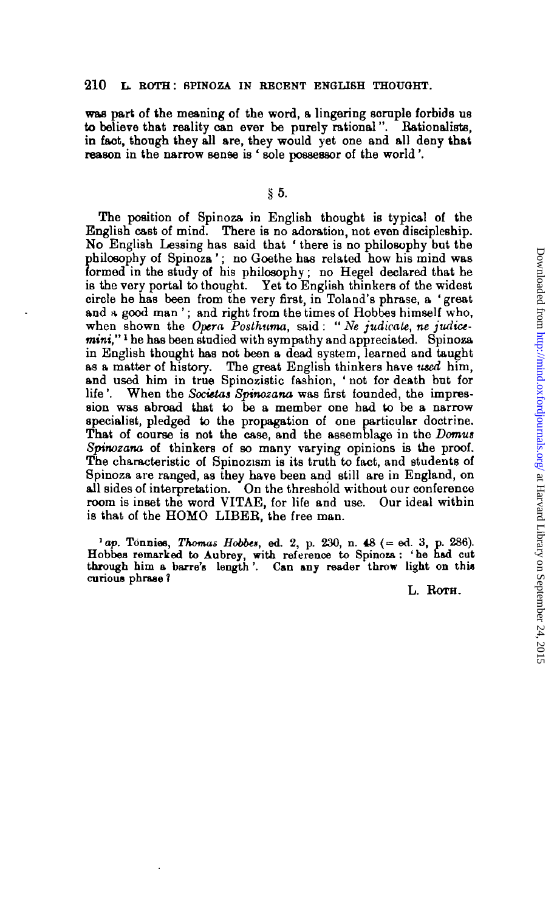was part of the meaning of the word, a lingering scruple forbids us to believe that reality can ever be purely rational". Rationalists, in fact, though they all are, they would yet one and all deny that reason in the narrow sense is 'sole possessor of the world'.

## § 5.

The position of Spinoza in English thought is typical of the English cast of mind. There is no adoration, not even discipleship. No English Lessing has said that 'there is no philosophy but the philosophy of Spinoza'; no Goethe has related how his mind was formed in the study of his philosophy; no Hegel declared that he is the very portal to thought. Yet to English thinkers of the widest circle he has been from the very first, in Toland's phrase, a 'great and a good man'; and right from the times of Hobbes himself who, when shown the *Opera Posthuma*, said: "*Ne judicate, ne judicemini*,"[1] he has been studied with sympathy and appreciated. Spinoza in English thought has not been a dead system, learned and taught as a matter of history. The great English thinkers have *used* him, and used him in true Spinozistic fashion, 'not for death but for life'. When the *Societas Spinozana* was first founded, the impression was abroad that to be a member one had to be a narrow specialist, pledged to the propagation of one particular doctrine. That of course is not the case, and the assemblage in the *Domus Spinozana* of thinkers of so many varying opinions is the proof. The characteristic of Spinozism is its truth to fact, and students of Spinoza are ranged, as they have been and still are in England, on all sides of interpretation. On the threshold without our conference room is inset the word VITAE, for life and use. Our ideal within is that of the HOMO LIBER, the free man.

[1] *ap.* Tönnies, *Thomas Hobbes*, ed. 2, p. 230, n. 48 (= ed. 3, p. 286). Hobbes remarked to Aubrey, with reference to Spinoza: 'he had cut through him a barre's length'. Can any reader throw light on this curious phrase?

L. Roth.